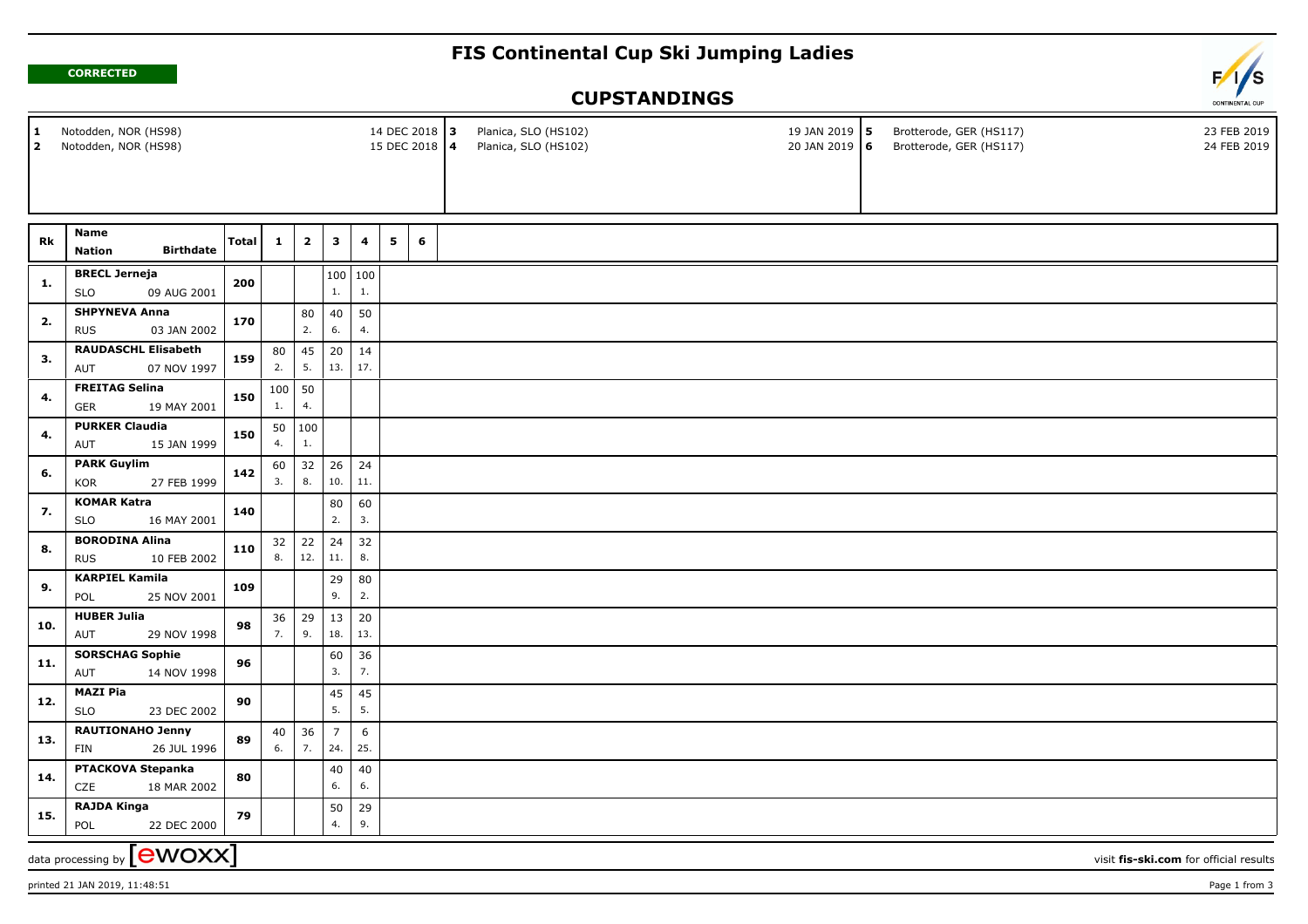**CORRECTED**

# FIS Continental Cup Ski Jumping Ladies

## CUPSTANDINGS

| | | | | | | | |
|---|---|---|---|---|---|---|---|
| **1** | Notodden, NOR (HS98) | 14 DEC 2018 | **3** | Planica, SLO (HS102) | 19 JAN 2019 | **5** | Brotterode, GER (HS117) | 23 FEB 2019 |
| **2** | Notodden, NOR (HS98) | 15 DEC 2018 | **4** | Planica, SLO (HS102) | 20 JAN 2019 | **6** | Brotterode, GER (HS117) | 24 FEB 2019 |

| Rk | Name / Nation / Birthdate | Total | 1 | 2 | 3 | 4 | 5 | 6 |
|---|---|---|---|---|---|---|---|---|
| 1. | **BRECL Jerneja** SLO 09 AUG 2001 | 200 | | | 100 1. | 100 1. | | |
| 2. | **SHPYNEVA Anna** RUS 03 JAN 2002 | 170 | | 80 2. | 40 6. | 50 4. | | |
| 3. | **RAUDASCHL Elisabeth** AUT 07 NOV 1997 | 159 | 80 2. | 45 5. | 20 13. | 14 17. | | |
| 4. | **FREITAG Selina** GER 19 MAY 2001 | 150 | 100 1. | 50 4. | | | | |
| 4. | **PURKER Claudia** AUT 15 JAN 1999 | 150 | 50 4. | 100 1. | | | | |
| 6. | **PARK Guylim** KOR 27 FEB 1999 | 142 | 60 3. | 32 8. | 26 10. | 24 11. | | |
| 7. | **KOMAR Katra** SLO 16 MAY 2001 | 140 | | | 80 2. | 60 3. | | |
| 8. | **BORODINA Alina** RUS 10 FEB 2002 | 110 | 32 8. | 22 12. | 24 11. | 32 8. | | |
| 9. | **KARPIEL Kamila** POL 25 NOV 2001 | 109 | | | 29 9. | 80 2. | | |
| 10. | **HUBER Julia** AUT 29 NOV 1998 | 98 | 36 7. | 29 9. | 13 18. | 20 13. | | |
| 11. | **SORSCHAG Sophie** AUT 14 NOV 1998 | 96 | | | 60 3. | 36 7. | | |
| 12. | **MAZI Pia** SLO 23 DEC 2002 | 90 | | | 45 5. | 45 5. | | |
| 13. | **RAUTIONAHO Jenny** FIN 26 JUL 1996 | 89 | 40 6. | 36 7. | 7 24. | 6 25. | | |
| 14. | **PTACKOVA Stepanka** CZE 18 MAR 2002 | 80 | | | 40 6. | 40 6. | | |
| 15. | **RAJDA Kinga** POL 22 DEC 2000 | 79 | | | 50 4. | 29 9. | | |

data processing by ewoxx — visit **fis-ski.com** for official results

printed 21 JAN 2019, 11:48:51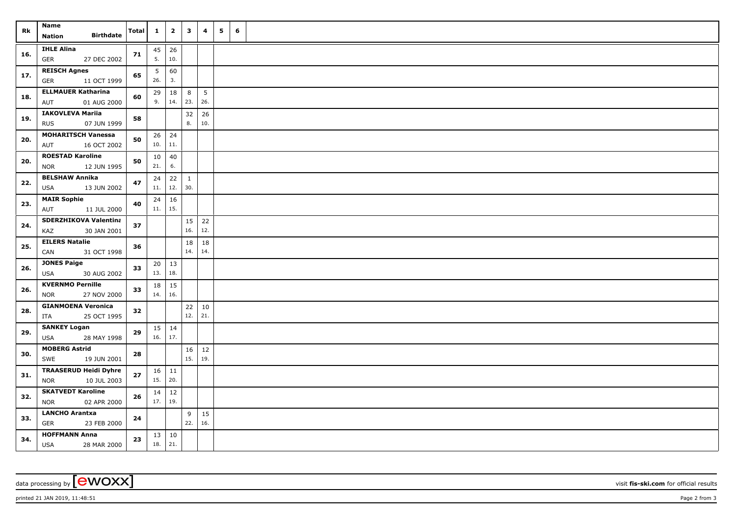| Rk | Name<br>Nation Birthdate | Total | 1 | 2 | 3 | 4 | 5 | 6 |
|---|---|---|---|---|---|---|---|---|
| 16. | **IHLE Alina**<br>GER 27 DEC 2002 | 71 | 45<br>5. | 26<br>10. | | | | |
| 17. | **REISCH Agnes**<br>GER 11 OCT 1999 | 65 | 5<br>26. | 60<br>3. | | | | |
| 18. | **ELLMAUER Katharina**<br>AUT 01 AUG 2000 | 60 | 29<br>9. | 18<br>14. | 8<br>23. | 5<br>26. | | |
| 19. | **IAKOVLEVA Mariia**<br>RUS 07 JUN 1999 | 58 | | | 32<br>8. | 26<br>10. | | |
| 20. | **MOHARITSCH Vanessa**<br>AUT 16 OCT 2002 | 50 | 26<br>10. | 24<br>11. | | | | |
| 20. | **ROESTAD Karoline**<br>NOR 12 JUN 1995 | 50 | 10<br>21. | 40<br>6. | | | | |
| 22. | **BELSHAW Annika**<br>USA 13 JUN 2002 | 47 | 24<br>11. | 22<br>12. | 1<br>30. | | | |
| 23. | **MAIR Sophie**<br>AUT 11 JUL 2000 | 40 | 24<br>11. | 16<br>15. | | | | |
| 24. | **SDERZHIKOVA Valentina**<br>KAZ 30 JAN 2001 | 37 | | | 15<br>16. | 22<br>12. | | |
| 25. | **EILERS Natalie**<br>CAN 31 OCT 1998 | 36 | | | 18<br>14. | 18<br>14. | | |
| 26. | **JONES Paige**<br>USA 30 AUG 2002 | 33 | 20<br>13. | 13<br>18. | | | | |
| 26. | **KVERNMO Pernille**<br>NOR 27 NOV 2000 | 33 | 18<br>14. | 15<br>16. | | | | |
| 28. | **GIANMOENA Veronica**<br>ITA 25 OCT 1995 | 32 | | | 22<br>12. | 10<br>21. | | |
| 29. | **SANKEY Logan**<br>USA 28 MAY 1998 | 29 | 15<br>16. | 14<br>17. | | | | |
| 30. | **MOBERG Astrid**<br>SWE 19 JUN 2001 | 28 | | | 16<br>15. | 12<br>19. | | |
| 31. | **TRAASERUD Heidi Dyhre**<br>NOR 10 JUL 2003 | 27 | 16<br>15. | 11<br>20. | | | | |
| 32. | **SKATVEDT Karoline**<br>NOR 02 APR 2000 | 26 | 14<br>17. | 12<br>19. | | | | |
| 33. | **LANCHO Arantxa**<br>GER 23 FEB 2000 | 24 | | | 9<br>22. | 15<br>16. | | |
| 34. | **HOFFMANN Anna**<br>USA 28 MAR 2000 | 23 | 13<br>18. | 10<br>21. | | | | |

data processing by [ewoxx] visit **fis-ski.com** for official results

printed 21 JAN 2019, 11:48:51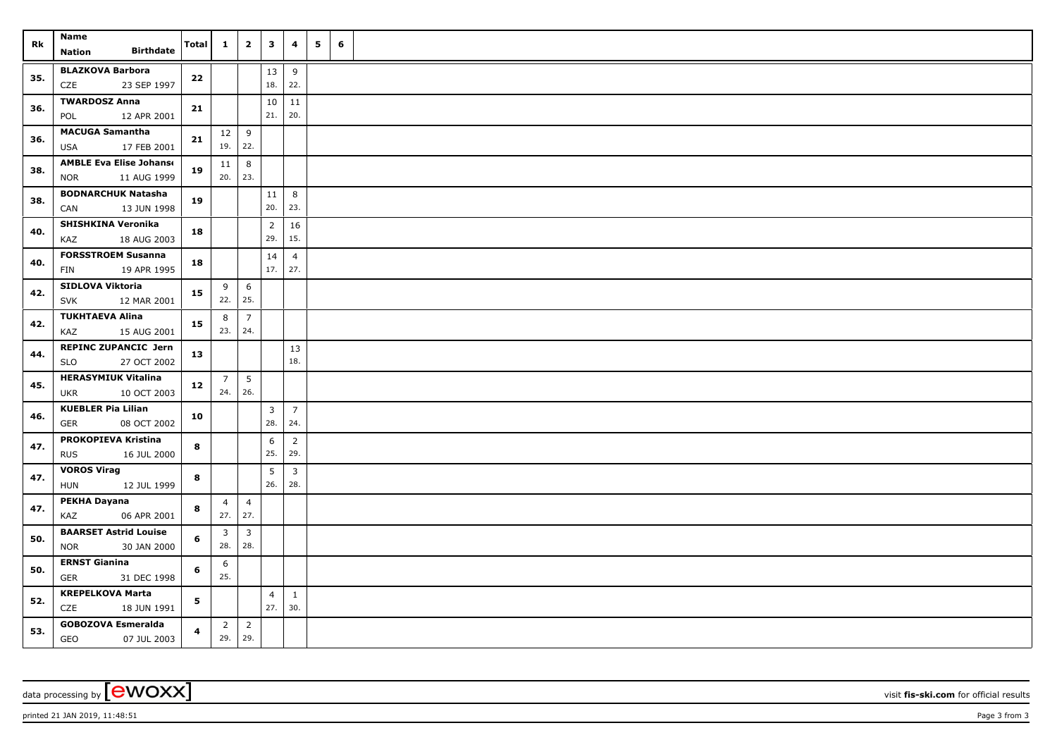| Rk | Name<br>Nation Birthdate | Total | 1 | 2 | 3 | 4 | 5 | 6 |
|---|---|---|---|---|---|---|---|---|
| 35. | BLAZKOVA Barbora<br>CZE 23 SEP 1997 | 22 | | | 13<br>18. | 9<br>22. | | |
| 36. | TWARDOSZ Anna<br>POL 12 APR 2001 | 21 | | | 10<br>21. | 11<br>20. | | |
| 36. | MACUGA Samantha<br>USA 17 FEB 2001 | 21 | 12<br>19. | 9<br>22. | | | | |
| 38. | AMBLE Eva Elise Johans<br>NOR 11 AUG 1999 | 19 | 11<br>20. | 8<br>23. | | | | |
| 38. | BODNARCHUK Natasha<br>CAN 13 JUN 1998 | 19 | | | 11<br>20. | 8<br>23. | | |
| 40. | SHISHKINA Veronika<br>KAZ 18 AUG 2003 | 18 | | | 2<br>29. | 16<br>15. | | |
| 40. | FORSSTROEM Susanna<br>FIN 19 APR 1995 | 18 | | | 14<br>17. | 4<br>27. | | |
| 42. | SIDLOVA Viktoria<br>SVK 12 MAR 2001 | 15 | 9<br>22. | 6<br>25. | | | | |
| 42. | TUKHTAEVA Alina<br>KAZ 15 AUG 2001 | 15 | 8<br>23. | 7<br>24. | | | | |
| 44. | REPINC ZUPANCIC Jern<br>SLO 27 OCT 2002 | 13 | | | | 13<br>18. | | |
| 45. | HERASYMIUK Vitalina<br>UKR 10 OCT 2003 | 12 | 7<br>24. | 5<br>26. | | | | |
| 46. | KUEBLER Pia Lilian<br>GER 08 OCT 2002 | 10 | | | 3<br>28. | 7<br>24. | | |
| 47. | PROKOPIEVA Kristina<br>RUS 16 JUL 2000 | 8 | | | 6<br>25. | 2<br>29. | | |
| 47. | VOROS Virag<br>HUN 12 JUL 1999 | 8 | | | 5<br>26. | 3<br>28. | | |
| 47. | PEKHA Dayana<br>KAZ 06 APR 2001 | 8 | 4<br>27. | 4<br>27. | | | | |
| 50. | BAARSET Astrid Louise<br>NOR 30 JAN 2000 | 6 | 3<br>28. | 3<br>28. | | | | |
| 50. | ERNST Gianina<br>GER 31 DEC 1998 | 6 | 6<br>25. | | | | | |
| 52. | KREPELKOVA Marta<br>CZE 18 JUN 1991 | 5 | | | 4<br>27. | 1<br>30. | | |
| 53. | GOBOZOVA Esmeralda<br>GEO 07 JUL 2003 | 4 | 2<br>29. | 2<br>29. | | | | |

data processing by [ewoxx] visit fis-ski.com for official results

printed 21 JAN 2019, 11:48:51